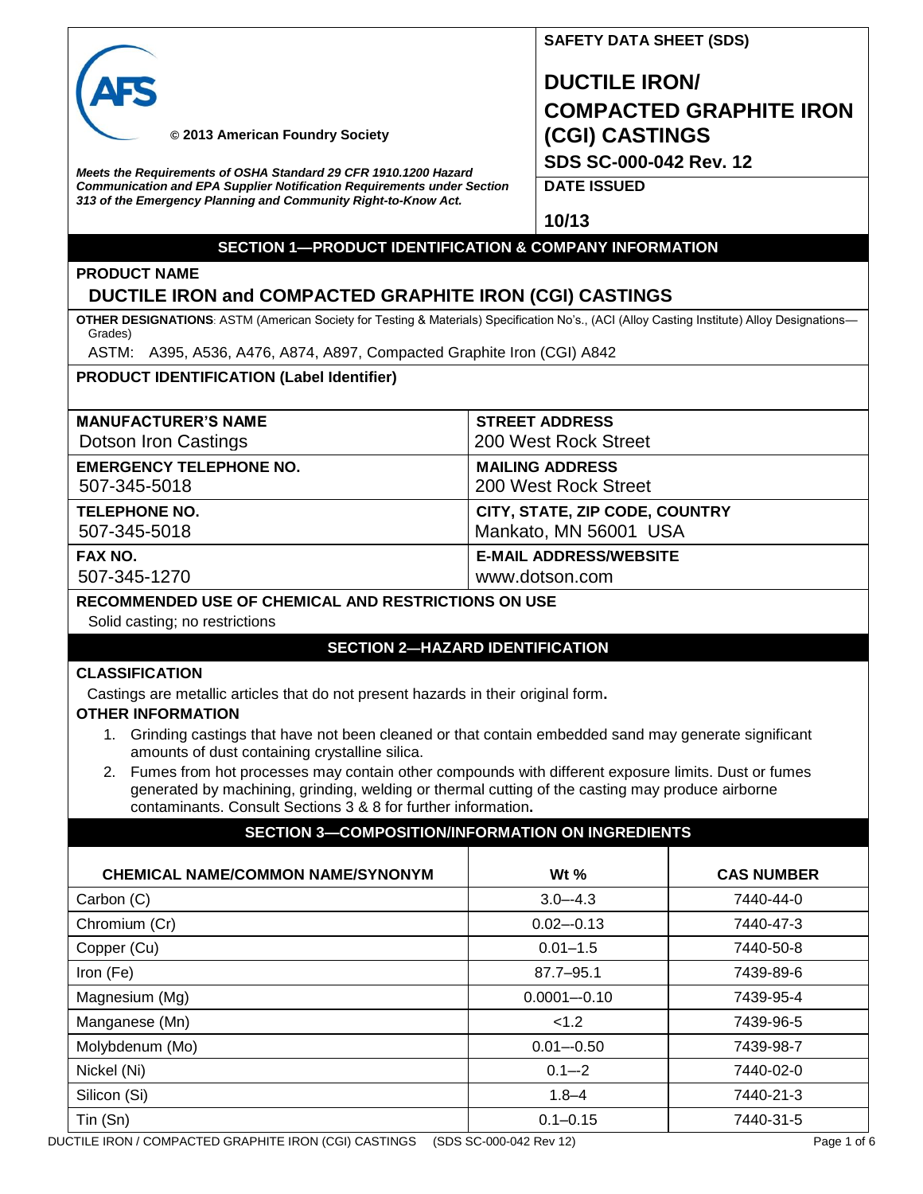**© 2013 American Foundry Society**

***Meets the Requirements of OSHA Standard 29 CFR 1910.1200 Hazard Communication and EPA Supplier Notification Requirements under Section 313 of the Emergency Planning and Community Right-to-Know Act.***

**SAFETY DATA SHEET (SDS)**

# DUCTILE IRON/ COMPACTED GRAPHITE IRON (CGI) CASTINGS

**SDS SC-000-042 Rev. 12**

**DATE ISSUED**

**10/13**

## SECTION 1—PRODUCT IDENTIFICATION & COMPANY INFORMATION

**PRODUCT NAME**

**DUCTILE IRON and COMPACTED GRAPHITE IRON (CGI) CASTINGS**

**OTHER DESIGNATIONS**: ASTM (American Society for Testing & Materials) Specification No's., (ACI (Alloy Casting Institute) Alloy Designations—Grades)

ASTM: A395, A536, A476, A874, A897, Compacted Graphite Iron (CGI) A842

**PRODUCT IDENTIFICATION (Label Identifier)**

| **MANUFACTURER'S NAME** | **STREET ADDRESS** |
|---|---|
| Dotson Iron Castings | 200 West Rock Street |
| **EMERGENCY TELEPHONE NO.** | **MAILING ADDRESS** |
| 507-345-5018 | 200 West Rock Street |
| **TELEPHONE NO.** | **CITY, STATE, ZIP CODE, COUNTRY** |
| 507-345-5018 | Mankato, MN 56001 USA |
| **FAX NO.** | **E-MAIL ADDRESS/WEBSITE** |
| 507-345-1270 | www.dotson.com |

**RECOMMENDED USE OF CHEMICAL AND RESTRICTIONS ON USE**

Solid casting; no restrictions

## SECTION 2—HAZARD IDENTIFICATION

**CLASSIFICATION**

Castings are metallic articles that do not present hazards in their original form**.**

**OTHER INFORMATION**

1. Grinding castings that have not been cleaned or that contain embedded sand may generate significant amounts of dust containing crystalline silica.
2. Fumes from hot processes may contain other compounds with different exposure limits. Dust or fumes generated by machining, grinding, welding or thermal cutting of the casting may produce airborne contaminants. Consult Sections 3 & 8 for further information**.**

## SECTION 3—COMPOSITION/INFORMATION ON INGREDIENTS

| CHEMICAL NAME/COMMON NAME/SYNONYM | Wt % | CAS NUMBER |
|---|---|---|
| Carbon (C) | 3.0–-4.3 | 7440-44-0 |
| Chromium (Cr) | 0.02–-0.13 | 7440-47-3 |
| Copper (Cu) | 0.01–1.5 | 7440-50-8 |
| Iron (Fe) | 87.7–95.1 | 7439-89-6 |
| Magnesium (Mg) | 0.0001–-0.10 | 7439-95-4 |
| Manganese (Mn) | <1.2 | 7439-96-5 |
| Molybdenum (Mo) | 0.01–-0.50 | 7439-98-7 |
| Nickel (Ni) | 0.1–-2 | 7440-02-0 |
| Silicon (Si) | 1.8–4 | 7440-21-3 |
| Tin (Sn) | 0.1–0.15 | 7440-31-5 |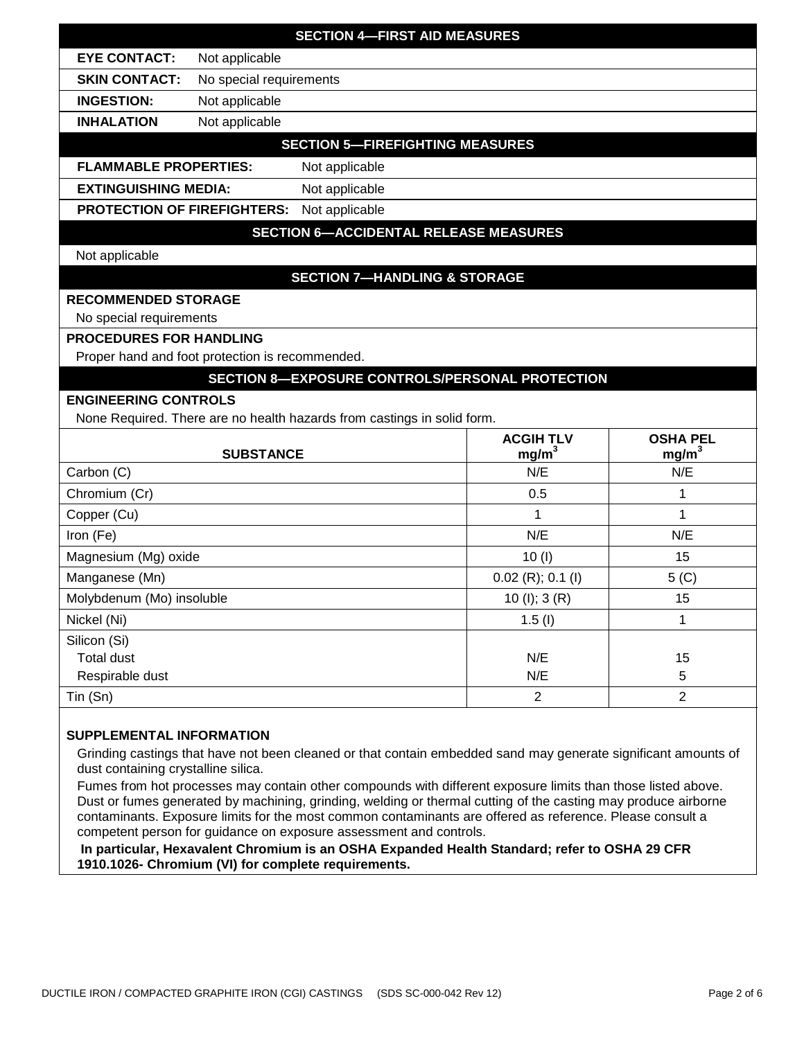## SECTION 4—FIRST AID MEASURES

**EYE CONTACT:** Not applicable

**SKIN CONTACT:** No special requirements

**INGESTION:** Not applicable

**INHALATION** Not applicable

## SECTION 5—FIREFIGHTING MEASURES

**FLAMMABLE PROPERTIES:** Not applicable

**EXTINGUISHING MEDIA:** Not applicable

**PROTECTION OF FIREFIGHTERS:** Not applicable

## SECTION 6—ACCIDENTAL RELEASE MEASURES

Not applicable

## SECTION 7—HANDLING & STORAGE

**RECOMMENDED STORAGE**

No special requirements

**PROCEDURES FOR HANDLING**

Proper hand and foot protection is recommended.

## SECTION 8—EXPOSURE CONTROLS/PERSONAL PROTECTION

**ENGINEERING CONTROLS**

None Required. There are no health hazards from castings in solid form.

| SUBSTANCE | ACGIH TLV $mg/m^3$ | OSHA PEL $mg/m^3$ |
|---|---|---|
| Carbon (C) | N/E | N/E |
| Chromium (Cr) | 0.5 | 1 |
| Copper (Cu) | 1 | 1 |
| Iron (Fe) | N/E | N/E |
| Magnesium (Mg) oxide | 10 (I) | 15 |
| Manganese (Mn) | 0.02 (R); 0.1 (I) | 5 (C) |
| Molybdenum (Mo) insoluble | 10 (I); 3 (R) | 15 |
| Nickel (Ni) | 1.5 (I) | 1 |
| Silicon (Si) | | |
| Total dust | N/E | 15 |
| Respirable dust | N/E | 5 |
| Tin (Sn) | 2 | 2 |

**SUPPLEMENTAL INFORMATION**

Grinding castings that have not been cleaned or that contain embedded sand may generate significant amounts of dust containing crystalline silica.

Fumes from hot processes may contain other compounds with different exposure limits than those listed above. Dust or fumes generated by machining, grinding, welding or thermal cutting of the casting may produce airborne contaminants. Exposure limits for the most common contaminants are offered as reference. Please consult a competent person for guidance on exposure assessment and controls.

**In particular, Hexavalent Chromium is an OSHA Expanded Health Standard; refer to OSHA 29 CFR 1910.1026- Chromium (VI) for complete requirements.**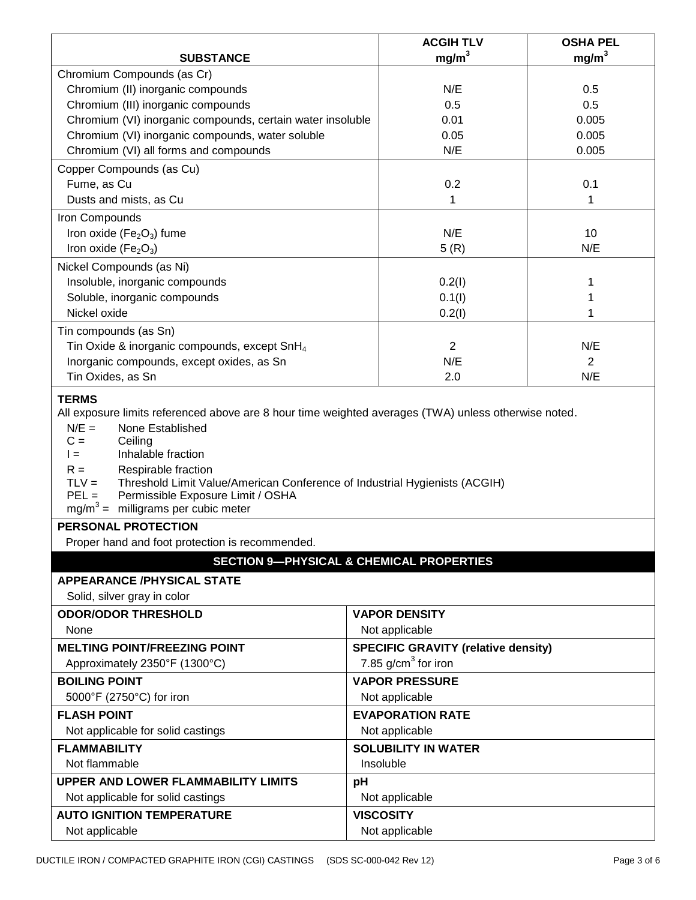| SUBSTANCE | ACGIH TLV $mg/m^3$ | OSHA PEL $mg/m^3$ |
|---|---|---|
| Chromium Compounds (as Cr) | | |
| Chromium (II) inorganic compounds | N/E | 0.5 |
| Chromium (III) inorganic compounds | 0.5 | 0.5 |
| Chromium (VI) inorganic compounds, certain water insoluble | 0.01 | 0.005 |
| Chromium (VI) inorganic compounds, water soluble | 0.05 | 0.005 |
| Chromium (VI) all forms and compounds | N/E | 0.005 |
| Copper Compounds (as Cu) | | |
| Fume, as Cu | 0.2 | 0.1 |
| Dusts and mists, as Cu | 1 | 1 |
| Iron Compounds | | |
| Iron oxide ($Fe_2O_3$) fume | N/E | 10 |
| Iron oxide ($Fe_2O_3$) | 5 (R) | N/E |
| Nickel Compounds (as Ni) | | |
| Insoluble, inorganic compounds | 0.2(I) | 1 |
| Soluble, inorganic compounds | 0.1(I) | 1 |
| Nickel oxide | 0.2(I) | 1 |
| Tin compounds (as Sn) | | |
| Tin Oxide & inorganic compounds, except $SnH_4$ | 2 | N/E |
| Inorganic compounds, except oxides, as Sn | N/E | 2 |
| Tin Oxides, as Sn | 2.0 | N/E |

**TERMS**

All exposure limits referenced above are 8 hour time weighted averages (TWA) unless otherwise noted.

- N/E = None Established
- C = Ceiling
- I = Inhalable fraction
- R = Respirable fraction
- TLV = Threshold Limit Value/American Conference of Industrial Hygienists (ACGIH)
- PEL = Permissible Exposure Limit / OSHA
- $mg/m^3$ = milligrams per cubic meter

**PERSONAL PROTECTION**

Proper hand and foot protection is recommended.

## SECTION 9—PHYSICAL & CHEMICAL PROPERTIES

**APPEARANCE /PHYSICAL STATE**

Solid, silver gray in color

| | |
|---|---|
| **ODOR/ODOR THRESHOLD**<br>None | **VAPOR DENSITY**<br>Not applicable |
| **MELTING POINT/FREEZING POINT**<br>Approximately 2350°F (1300°C) | **SPECIFIC GRAVITY (relative density)**<br>7.85 $g/cm^3$ for iron |
| **BOILING POINT**<br>5000°F (2750°C) for iron | **VAPOR PRESSURE**<br>Not applicable |
| **FLASH POINT**<br>Not applicable for solid castings | **EVAPORATION RATE**<br>Not applicable |
| **FLAMMABILITY**<br>Not flammable | **SOLUBILITY IN WATER**<br>Insoluble |
| **UPPER AND LOWER FLAMMABILITY LIMITS**<br>Not applicable for solid castings | **pH**<br>Not applicable |
| **AUTO IGNITION TEMPERATURE**<br>Not applicable | **VISCOSITY**<br>Not applicable |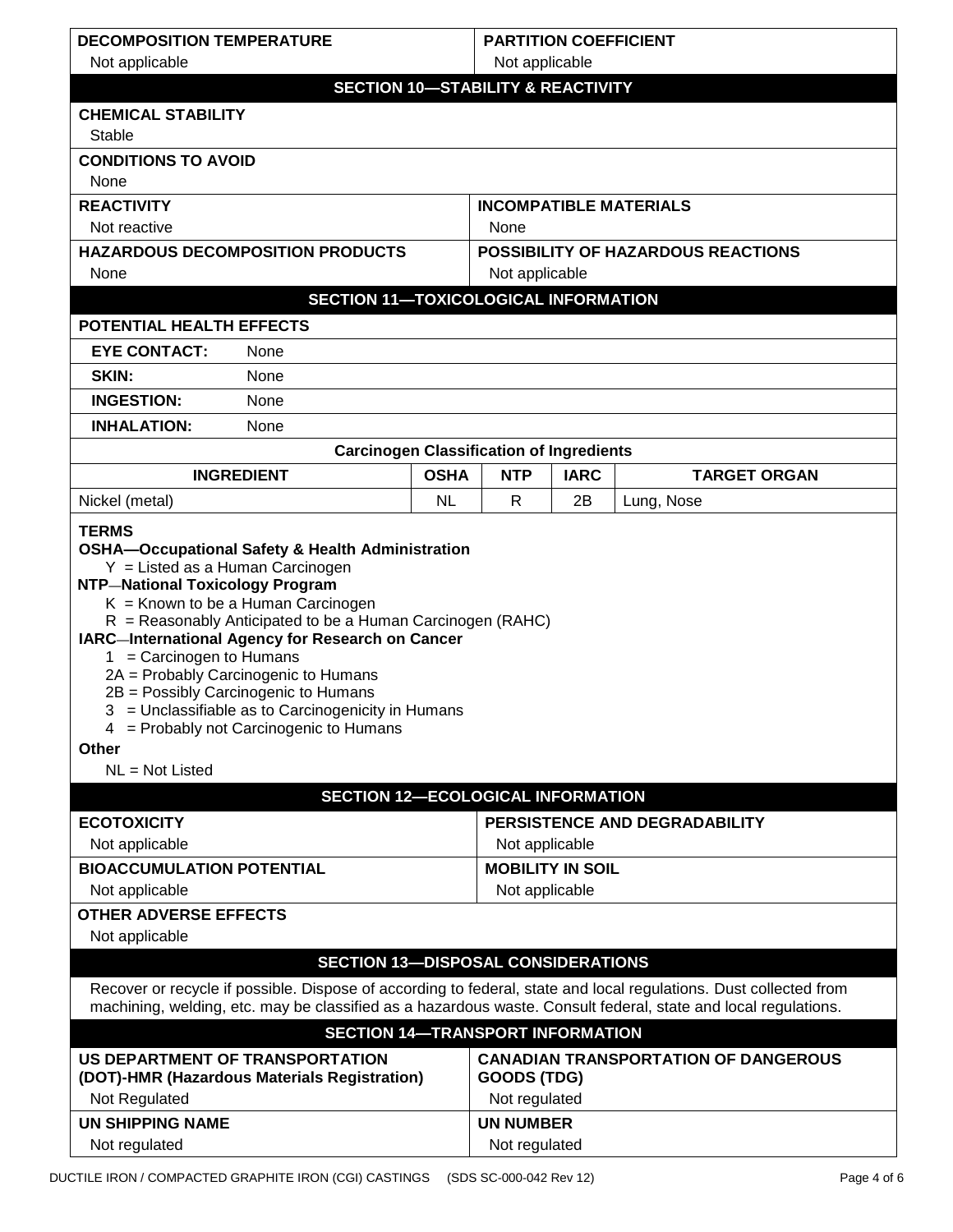**DECOMPOSITION TEMPERATURE**
Not applicable

**PARTITION COEFFICIENT**
Not applicable

## SECTION 10—STABILITY & REACTIVITY

**CHEMICAL STABILITY**
Stable

**CONDITIONS TO AVOID**
None

**REACTIVITY**
Not reactive

**INCOMPATIBLE MATERIALS**
None

**HAZARDOUS DECOMPOSITION PRODUCTS**
None

**POSSIBILITY OF HAZARDOUS REACTIONS**
Not applicable

## SECTION 11—TOXICOLOGICAL INFORMATION

**POTENTIAL HEALTH EFFECTS**

| | |
|---|---|
| **EYE CONTACT:** | None |
| **SKIN:** | None |
| **INGESTION:** | None |
| **INHALATION:** | None |

**Carcinogen Classification of Ingredients**

| INGREDIENT | OSHA | NTP | IARC | TARGET ORGAN |
|---|---|---|---|---|
| Nickel (metal) | NL | R | 2B | Lung, Nose |

**TERMS**

**OSHA—Occupational Safety & Health Administration**
- Y = Listed as a Human Carcinogen

**NTP—National Toxicology Program**
- K = Known to be a Human Carcinogen
- R = Reasonably Anticipated to be a Human Carcinogen (RAHC)

**IARC—International Agency for Research on Cancer**
- 1 = Carcinogen to Humans
- 2A = Probably Carcinogenic to Humans
- 2B = Possibly Carcinogenic to Humans
- 3 = Unclassifiable as to Carcinogenicity in Humans
- 4 = Probably not Carcinogenic to Humans

**Other**
- NL = Not Listed

## SECTION 12—ECOLOGICAL INFORMATION

**ECOTOXICITY**
Not applicable

**PERSISTENCE AND DEGRADABILITY**
Not applicable

**BIOACCUMULATION POTENTIAL**
Not applicable

**MOBILITY IN SOIL**
Not applicable

**OTHER ADVERSE EFFECTS**
Not applicable

## SECTION 13—DISPOSAL CONSIDERATIONS

Recover or recycle if possible. Dispose of according to federal, state and local regulations. Dust collected from machining, welding, etc. may be classified as a hazardous waste. Consult federal, state and local regulations.

## SECTION 14—TRANSPORT INFORMATION

**US DEPARTMENT OF TRANSPORTATION (DOT)-HMR (Hazardous Materials Registration)**
Not Regulated

**CANADIAN TRANSPORTATION OF DANGEROUS GOODS (TDG)**
Not regulated

**UN SHIPPING NAME**
Not regulated

**UN NUMBER**
Not regulated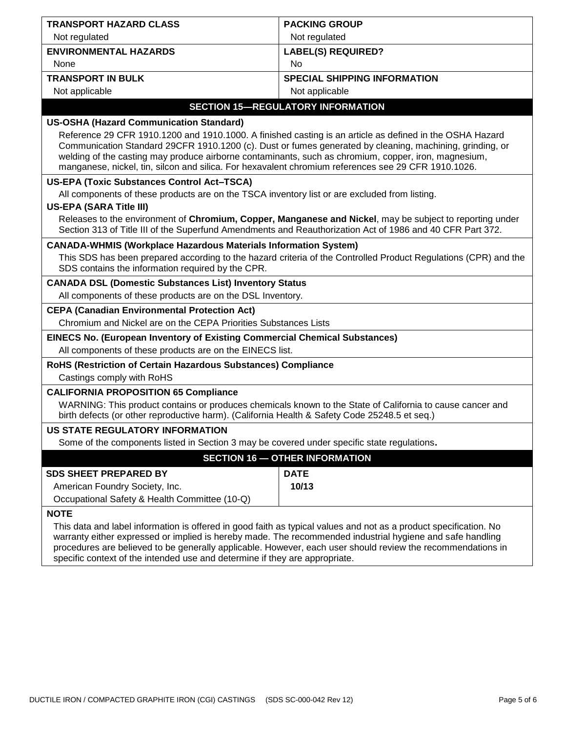| TRANSPORT HAZARD CLASS | PACKING GROUP |
|---|---|
| Not regulated | Not regulated |
| **ENVIRONMENTAL HAZARDS** | **LABEL(S) REQUIRED?** |
| None | No |
| **TRANSPORT IN BULK** | **SPECIAL SHIPPING INFORMATION** |
| Not applicable | Not applicable |

## SECTION 15—REGULATORY INFORMATION

**US-OSHA (Hazard Communication Standard)**

Reference 29 CFR 1910.1200 and 1910.1000. A finished casting is an article as defined in the OSHA Hazard Communication Standard 29CFR 1910.1200 (c). Dust or fumes generated by cleaning, machining, grinding, or welding of the casting may produce airborne contaminants, such as chromium, copper, iron, magnesium, manganese, nickel, tin, silcon and silica. For hexavalent chromium references see 29 CFR 1910.1026.

**US-EPA (Toxic Substances Control Act–TSCA)**

All components of these products are on the TSCA inventory list or are excluded from listing.

**US-EPA (SARA Title III)**

Releases to the environment of **Chromium, Copper, Manganese and Nickel**, may be subject to reporting under Section 313 of Title III of the Superfund Amendments and Reauthorization Act of 1986 and 40 CFR Part 372.

**CANADA-WHMIS (Workplace Hazardous Materials Information System)**

This SDS has been prepared according to the hazard criteria of the Controlled Product Regulations (CPR) and the SDS contains the information required by the CPR.

**CANADA DSL (Domestic Substances List) Inventory Status**

All components of these products are on the DSL Inventory.

**CEPA (Canadian Environmental Protection Act)**

Chromium and Nickel are on the CEPA Priorities Substances Lists

**EINECS No. (European Inventory of Existing Commercial Chemical Substances)**

All components of these products are on the EINECS list.

**RoHS (Restriction of Certain Hazardous Substances) Compliance**

Castings comply with RoHS

**CALIFORNIA PROPOSITION 65 Compliance**

WARNING: This product contains or produces chemicals known to the State of California to cause cancer and birth defects (or other reproductive harm). (California Health & Safety Code 25248.5 et seq.)

**US STATE REGULATORY INFORMATION**

Some of the components listed in Section 3 may be covered under specific state regulations**.**

## SECTION 16 — OTHER INFORMATION

| SDS SHEET PREPARED BY | DATE |
|---|---|
| American Foundry Society, Inc.<br>Occupational Safety & Health Committee (10-Q) | **10/13** |

**NOTE**

This data and label information is offered in good faith as typical values and not as a product specification. No warranty either expressed or implied is hereby made. The recommended industrial hygiene and safe handling procedures are believed to be generally applicable. However, each user should review the recommendations in specific context of the intended use and determine if they are appropriate.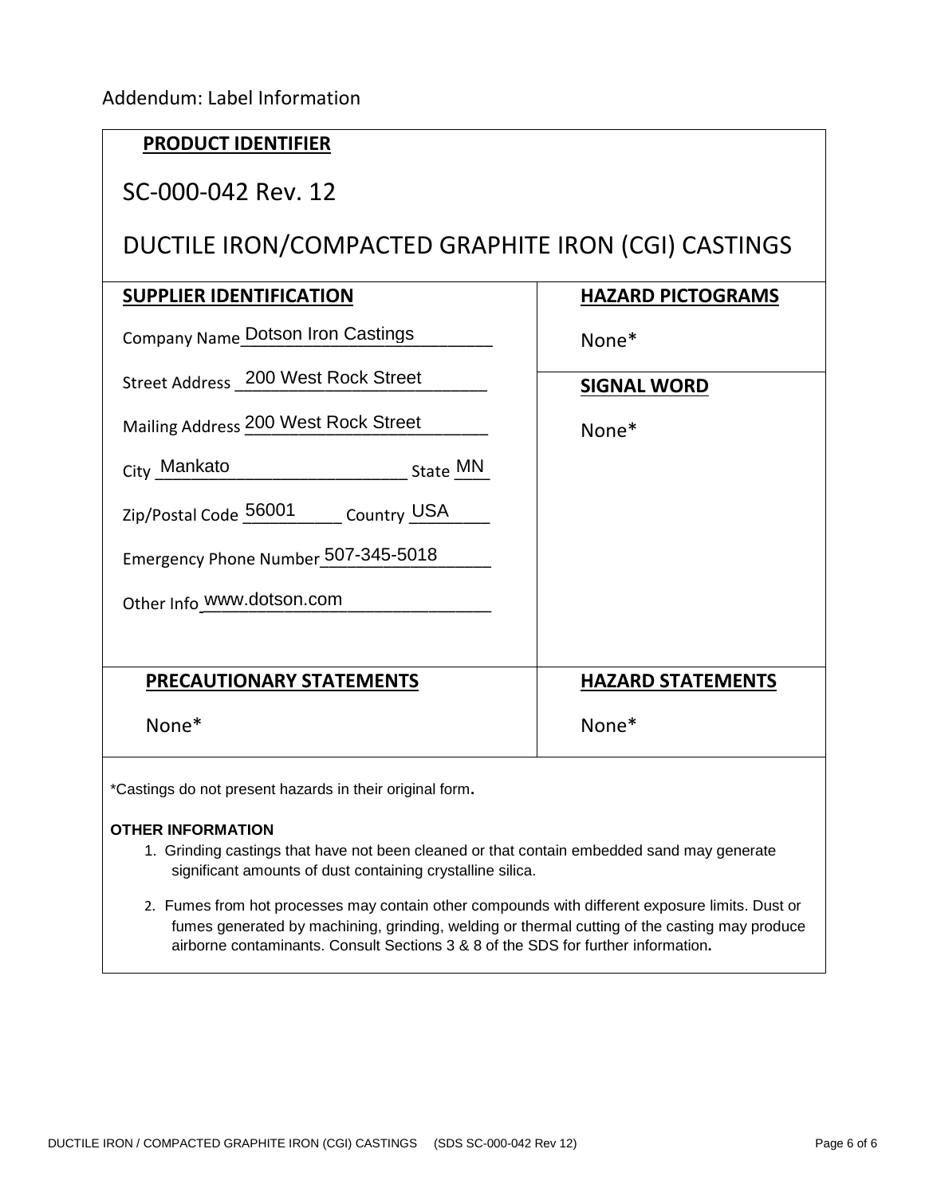Addendum: Label Information

## PRODUCT IDENTIFIER

SC-000-042 Rev. 12

DUCTILE IRON/COMPACTED GRAPHITE IRON (CGI) CASTINGS

| SUPPLIER IDENTIFICATION | HAZARD PICTOGRAMS |
| --- | --- |
| Company Name Dotson Iron Castings | None* |
| Street Address 200 West Rock Street | **SIGNAL WORD** |
| Mailing Address 200 West Rock Street | None* |
| City Mankato State MN | |
| Zip/Postal Code 56001 Country USA | |
| Emergency Phone Number 507-345-5018 | |
| Other Info www.dotson.com | |
| **PRECAUTIONARY STATEMENTS** | **HAZARD STATEMENTS** |
| None* | None* |

*Castings do not present hazards in their original form.

**OTHER INFORMATION**

1. Grinding castings that have not been cleaned or that contain embedded sand may generate significant amounts of dust containing crystalline silica.
2. Fumes from hot processes may contain other compounds with different exposure limits. Dust or fumes generated by machining, grinding, welding or thermal cutting of the casting may produce airborne contaminants. Consult Sections 3 & 8 of the SDS for further information.